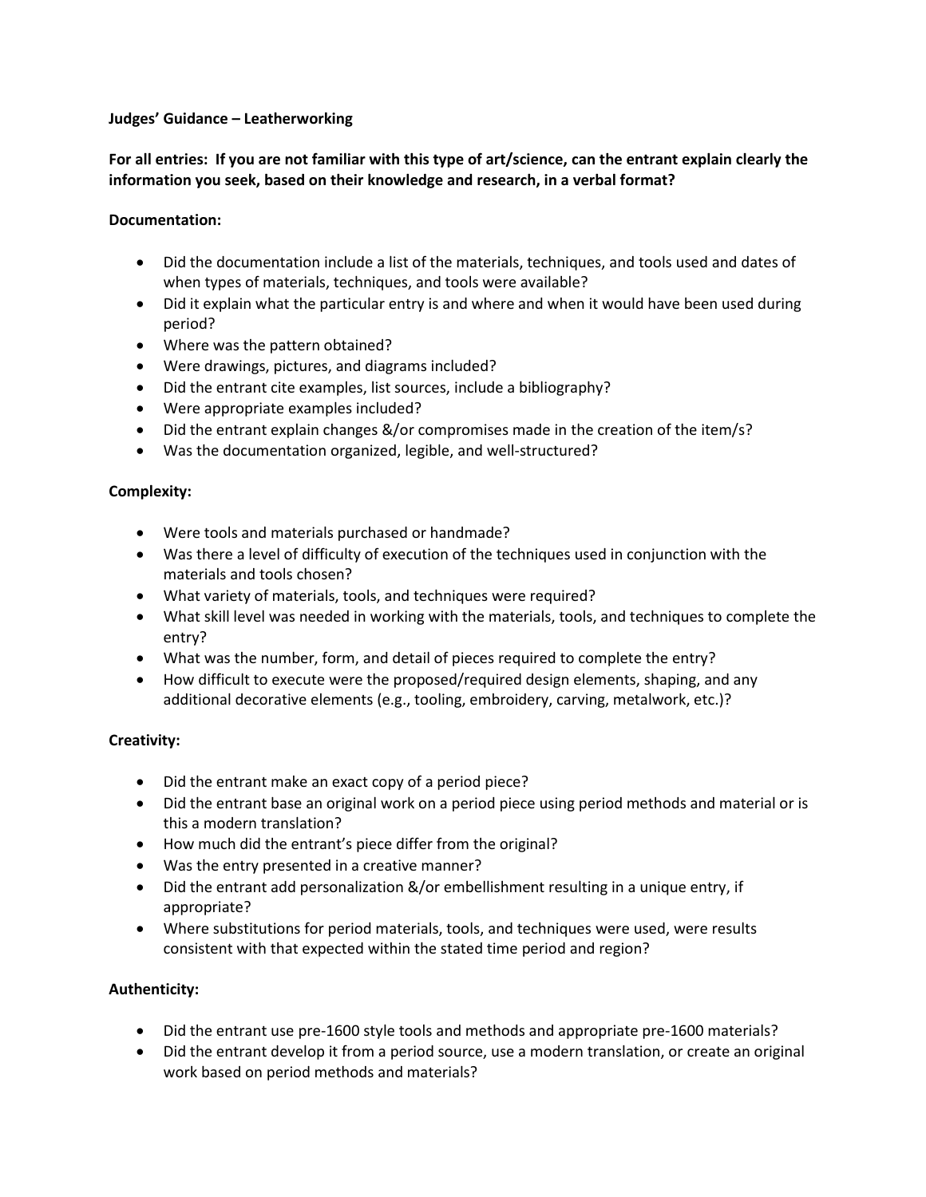**Judges' Guidance – Leatherworking**

**For all entries: If you are not familiar with this type of art/science, can the entrant explain clearly the information you seek, based on their knowledge and research, in a verbal format?**

**Documentation:**

- Did the documentation include a list of the materials, techniques, and tools used and dates of when types of materials, techniques, and tools were available?
- Did it explain what the particular entry is and where and when it would have been used during period?
- Where was the pattern obtained?
- Were drawings, pictures, and diagrams included?
- Did the entrant cite examples, list sources, include a bibliography?
- Were appropriate examples included?
- Did the entrant explain changes &/or compromises made in the creation of the item/s?
- Was the documentation organized, legible, and well-structured?

**Complexity:**

- Were tools and materials purchased or handmade?
- Was there a level of difficulty of execution of the techniques used in conjunction with the materials and tools chosen?
- What variety of materials, tools, and techniques were required?
- What skill level was needed in working with the materials, tools, and techniques to complete the entry?
- What was the number, form, and detail of pieces required to complete the entry?
- How difficult to execute were the proposed/required design elements, shaping, and any additional decorative elements (e.g., tooling, embroidery, carving, metalwork, etc.)?

**Creativity:**

- Did the entrant make an exact copy of a period piece?
- Did the entrant base an original work on a period piece using period methods and material or is this a modern translation?
- How much did the entrant's piece differ from the original?
- Was the entry presented in a creative manner?
- Did the entrant add personalization &/or embellishment resulting in a unique entry, if appropriate?
- Where substitutions for period materials, tools, and techniques were used, were results consistent with that expected within the stated time period and region?

**Authenticity:**

- Did the entrant use pre-1600 style tools and methods and appropriate pre-1600 materials?
- Did the entrant develop it from a period source, use a modern translation, or create an original work based on period methods and materials?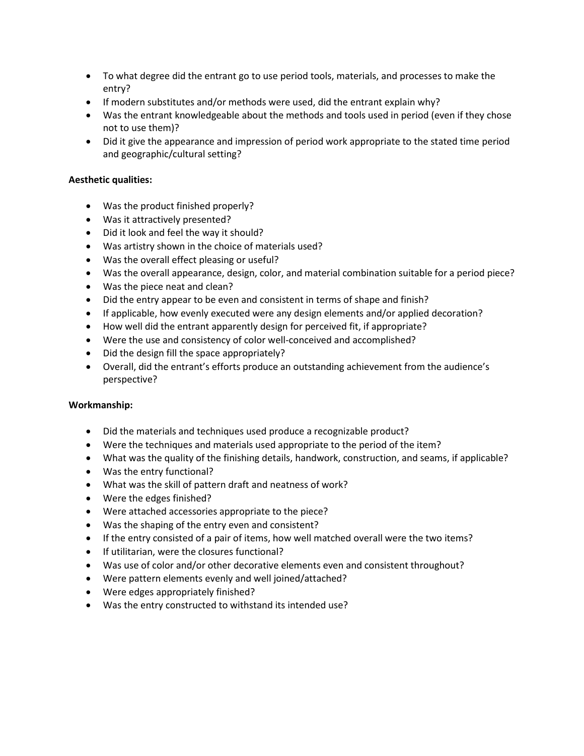- To what degree did the entrant go to use period tools, materials, and processes to make the entry?
- If modern substitutes and/or methods were used, did the entrant explain why?
- Was the entrant knowledgeable about the methods and tools used in period (even if they chose not to use them)?
- Did it give the appearance and impression of period work appropriate to the stated time period and geographic/cultural setting?

**Aesthetic qualities:**

- Was the product finished properly?
- Was it attractively presented?
- Did it look and feel the way it should?
- Was artistry shown in the choice of materials used?
- Was the overall effect pleasing or useful?
- Was the overall appearance, design, color, and material combination suitable for a period piece?
- Was the piece neat and clean?
- Did the entry appear to be even and consistent in terms of shape and finish?
- If applicable, how evenly executed were any design elements and/or applied decoration?
- How well did the entrant apparently design for perceived fit, if appropriate?
- Were the use and consistency of color well-conceived and accomplished?
- Did the design fill the space appropriately?
- Overall, did the entrant's efforts produce an outstanding achievement from the audience's perspective?

**Workmanship:**

- Did the materials and techniques used produce a recognizable product?
- Were the techniques and materials used appropriate to the period of the item?
- What was the quality of the finishing details, handwork, construction, and seams, if applicable?
- Was the entry functional?
- What was the skill of pattern draft and neatness of work?
- Were the edges finished?
- Were attached accessories appropriate to the piece?
- Was the shaping of the entry even and consistent?
- If the entry consisted of a pair of items, how well matched overall were the two items?
- If utilitarian, were the closures functional?
- Was use of color and/or other decorative elements even and consistent throughout?
- Were pattern elements evenly and well joined/attached?
- Were edges appropriately finished?
- Was the entry constructed to withstand its intended use?